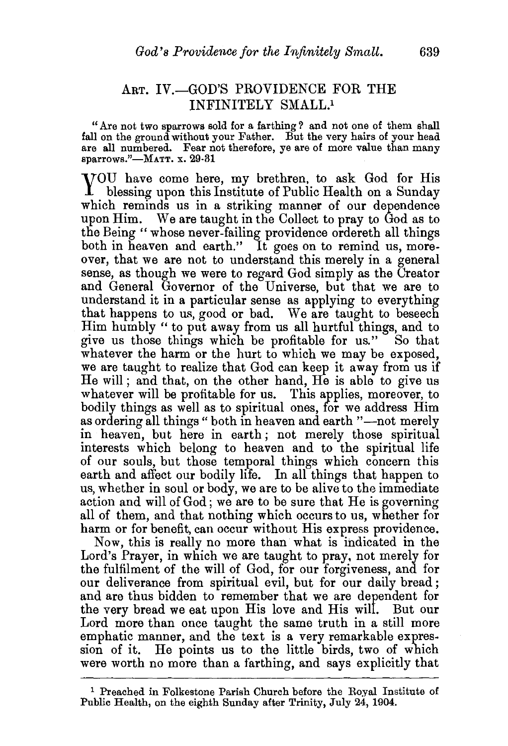## ART. IV.—GOD'S PROVIDENCE FOR THE INFINITELY SMALL.[1]

"Are not two sparrows sold for a farthing? and not one of them shall fall on the ground without your Father. But the very hairs of your head are all numbered. Fear not therefore, ye are of more value than many sparrows."—MATT. x. 29-31

YOU have come here, my brethren, to ask God for His blessing upon this Institute of Public Health on a Sunday which reminds us in a striking manner of our dependence upon Him. We are taught in the Collect to pray to God as to the Being "whose never-failing providence ordereth all things both in heaven and earth." It goes on to remind us, moreover, that we are not to understand this merely in a general sense, as though we were to regard God simply as the Creator and General Governor of the Universe, but that we are to understand it in a particular sense as applying to everything that happens to us, good or bad. We are taught to beseech Him humbly "to put away from us all hurtful things, and to give us those things which be profitable for us." So that whatever the harm or the hurt to which we may be exposed, we are taught to realize that God can keep it away from us if He will; and that, on the other hand, He is able to give us whatever will be profitable for us. This applies, moreover, to bodily things as well as to spiritual ones, for we address Him as ordering all things "both in heaven and earth"—not merely in heaven, but here in earth; not merely those spiritual interests which belong to heaven and to the spiritual life of our souls, but those temporal things which concern this earth and affect our bodily life. In all things that happen to us, whether in soul or body, we are to be alive to the immediate action and will of God; we are to be sure that He is governing all of them, and that nothing which occurs to us, whether for harm or for benefit, can occur without His express providence.

Now, this is really no more than what is indicated in the Lord's Prayer, in which we are taught to pray, not merely for the fulfilment of the will of God, for our forgiveness, and for our deliverance from spiritual evil, but for our daily bread; and are thus bidden to remember that we are dependent for the very bread we eat upon His love and His will. But our Lord more than once taught the same truth in a still more emphatic manner, and the text is a very remarkable expression of it. He points us to the little birds, two of which were worth no more than a farthing, and says explicitly that

---

[1] Preached in Folkestone Parish Church before the Royal Institute of Public Health, on the eighth Sunday after Trinity, July 24, 1904.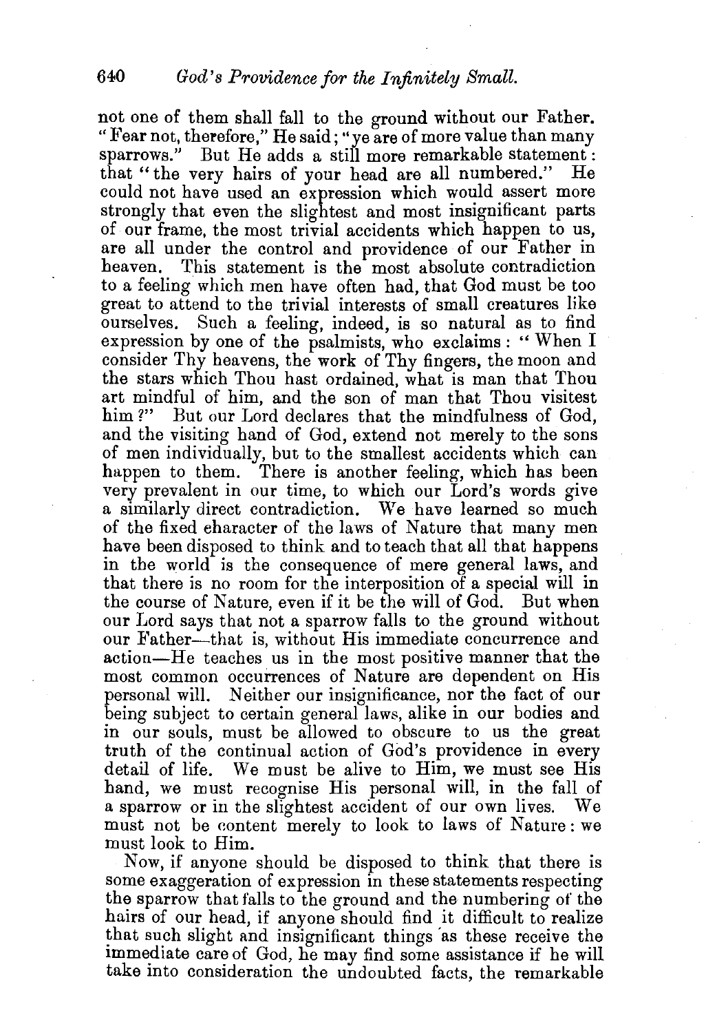not one of them shall fall to the ground without our Father. "Fear not, therefore," He said; "ye are of more value than many sparrows." But He adds a still more remarkable statement: that "the very hairs of your head are all numbered." He could not have used an expression which would assert more strongly that even the slightest and most insignificant parts of our frame, the most trivial accidents which happen to us, are all under the control and providence of our Father in heaven. This statement is the most absolute contradiction to a feeling which men have often had, that God must be too great to attend to the trivial interests of small creatures like ourselves. Such a feeling, indeed, is so natural as to find expression by one of the psalmists, who exclaims: "When I consider Thy heavens, the work of Thy fingers, the moon and the stars which Thou hast ordained, what is man that Thou art mindful of him, and the son of man that Thou visitest him?" But our Lord declares that the mindfulness of God, and the visiting hand of God, extend not merely to the sons of men individually, but to the smallest accidents which can happen to them. There is another feeling, which has been very prevalent in our time, to which our Lord's words give a similarly direct contradiction. We have learned so much of the fixed character of the laws of Nature that many men have been disposed to think and to teach that all that happens in the world is the consequence of mere general laws, and that there is no room for the interposition of a special will in the course of Nature, even if it be the will of God. But when our Lord says that not a sparrow falls to the ground without our Father—that is, without His immediate concurrence and action—He teaches us in the most positive manner that the most common occurrences of Nature are dependent on His personal will. Neither our insignificance, nor the fact of our being subject to certain general laws, alike in our bodies and in our souls, must be allowed to obscure to us the great truth of the continual action of God's providence in every detail of life. We must be alive to Him, we must see His hand, we must recognise His personal will, in the fall of a sparrow or in the slightest accident of our own lives. We must not be content merely to look to laws of Nature: we must look to Him.

Now, if anyone should be disposed to think that there is some exaggeration of expression in these statements respecting the sparrow that falls to the ground and the numbering of the hairs of our head, if anyone should find it difficult to realize that such slight and insignificant things as these receive the immediate care of God, he may find some assistance if he will take into consideration the undoubted facts, the remarkable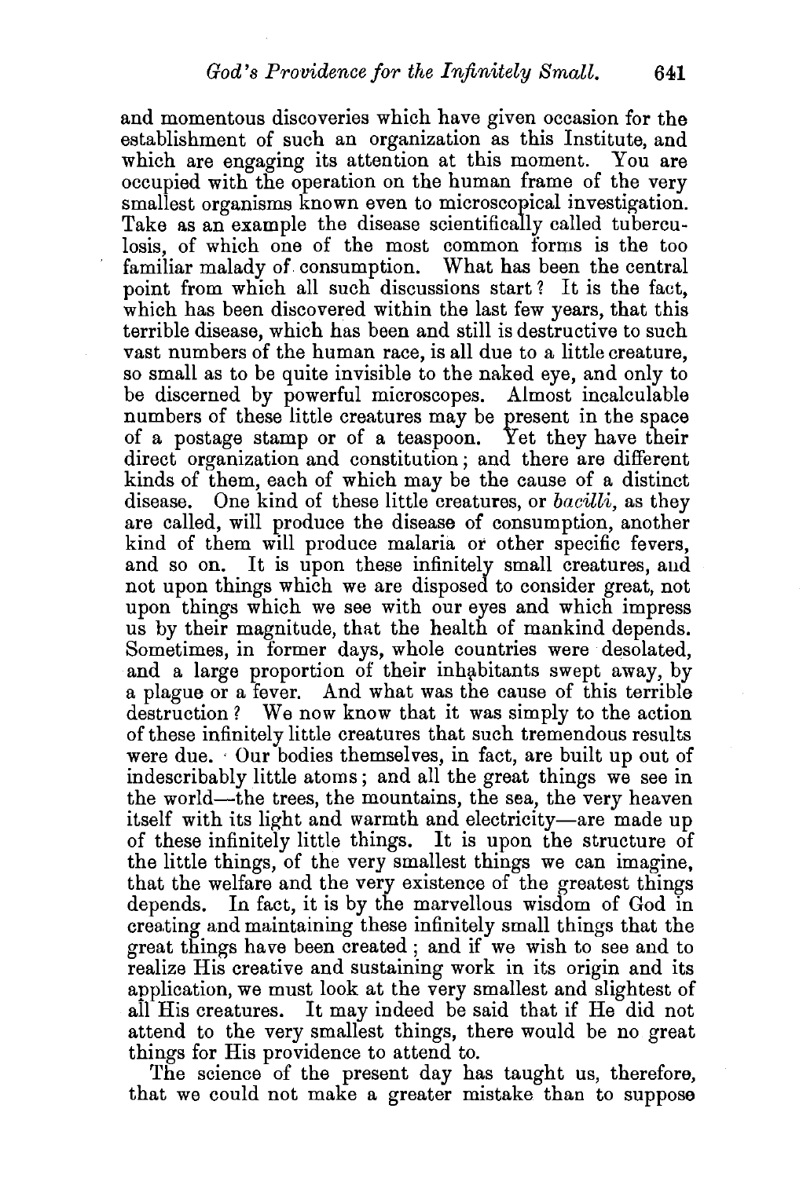and momentous discoveries which have given occasion for the establishment of such an organization as this Institute, and which are engaging its attention at this moment. You are occupied with the operation on the human frame of the very smallest organisms known even to microscopical investigation. Take as an example the disease scientifically called tuberculosis, of which one of the most common forms is the too familiar malady of consumption. What has been the central point from which all such discussions start? It is the fact, which has been discovered within the last few years, that this terrible disease, which has been and still is destructive to such vast numbers of the human race, is all due to a little creature, so small as to be quite invisible to the naked eye, and only to be discerned by powerful microscopes. Almost incalculable numbers of these little creatures may be present in the space of a postage stamp or of a teaspoon. Yet they have their direct organization and constitution; and there are different kinds of them, each of which may be the cause of a distinct disease. One kind of these little creatures, or *bacilli*, as they are called, will produce the disease of consumption, another kind of them will produce malaria or other specific fevers, and so on. It is upon these infinitely small creatures, and not upon things which we are disposed to consider great, not upon things which we see with our eyes and which impress us by their magnitude, that the health of mankind depends. Sometimes, in former days, whole countries were desolated, and a large proportion of their inhabitants swept away, by a plague or a fever. And what was the cause of this terrible destruction? We now know that it was simply to the action of these infinitely little creatures that such tremendous results were due. Our bodies themselves, in fact, are built up out of indescribably little atoms; and all the great things we see in the world—the trees, the mountains, the sea, the very heaven itself with its light and warmth and electricity—are made up of these infinitely little things. It is upon the structure of the little things, of the very smallest things we can imagine, that the welfare and the very existence of the greatest things depends. In fact, it is by the marvellous wisdom of God in creating and maintaining these infinitely small things that the great things have been created; and if we wish to see and to realize His creative and sustaining work in its origin and its application, we must look at the very smallest and slightest of all His creatures. It may indeed be said that if He did not attend to the very smallest things, there would be no great things for His providence to attend to.

The science of the present day has taught us, therefore, that we could not make a greater mistake than to suppose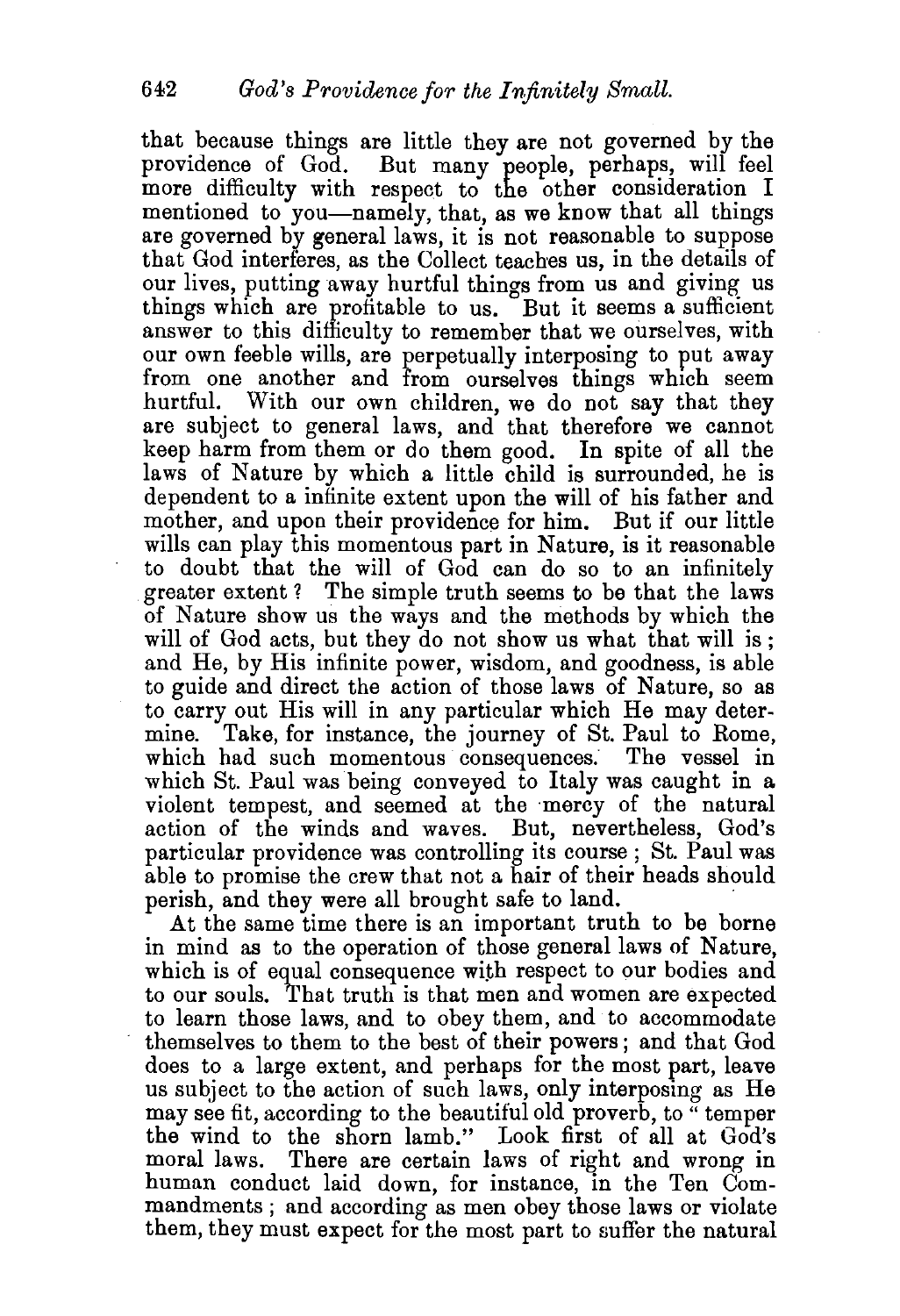that because things are little they are not governed by the providence of God. But many people, perhaps, will feel more difficulty with respect to the other consideration I mentioned to you—namely, that, as we know that all things are governed by general laws, it is not reasonable to suppose that God interferes, as the Collect teaches us, in the details of our lives, putting away hurtful things from us and giving us things which are profitable to us. But it seems a sufficient answer to this difficulty to remember that we ourselves, with our own feeble wills, are perpetually interposing to put away from one another and from ourselves things which seem hurtful. With our own children, we do not say that they are subject to general laws, and that therefore we cannot keep harm from them or do them good. In spite of all the laws of Nature by which a little child is surrounded, he is dependent to a infinite extent upon the will of his father and mother, and upon their providence for him. But if our little wills can play this momentous part in Nature, is it reasonable to doubt that the will of God can do so to an infinitely greater extent? The simple truth seems to be that the laws of Nature show us the ways and the methods by which the will of God acts, but they do not show us what that will is; and He, by His infinite power, wisdom, and goodness, is able to guide and direct the action of those laws of Nature, so as to carry out His will in any particular which He may determine. Take, for instance, the journey of St. Paul to Rome, which had such momentous consequences. The vessel in which St. Paul was being conveyed to Italy was caught in a violent tempest, and seemed at the mercy of the natural action of the winds and waves. But, nevertheless, God's particular providence was controlling its course; St. Paul was able to promise the crew that not a hair of their heads should perish, and they were all brought safe to land.

At the same time there is an important truth to be borne in mind as to the operation of those general laws of Nature, which is of equal consequence with respect to our bodies and to our souls. That truth is that men and women are expected to learn those laws, and to obey them, and to accommodate themselves to them to the best of their powers; and that God does to a large extent, and perhaps for the most part, leave us subject to the action of such laws, only interposing as He may see fit, according to the beautiful old proverb, to "temper the wind to the shorn lamb." Look first of all at God's moral laws. There are certain laws of right and wrong in human conduct laid down, for instance, in the Ten Commandments; and according as men obey those laws or violate them, they must expect for the most part to suffer the natural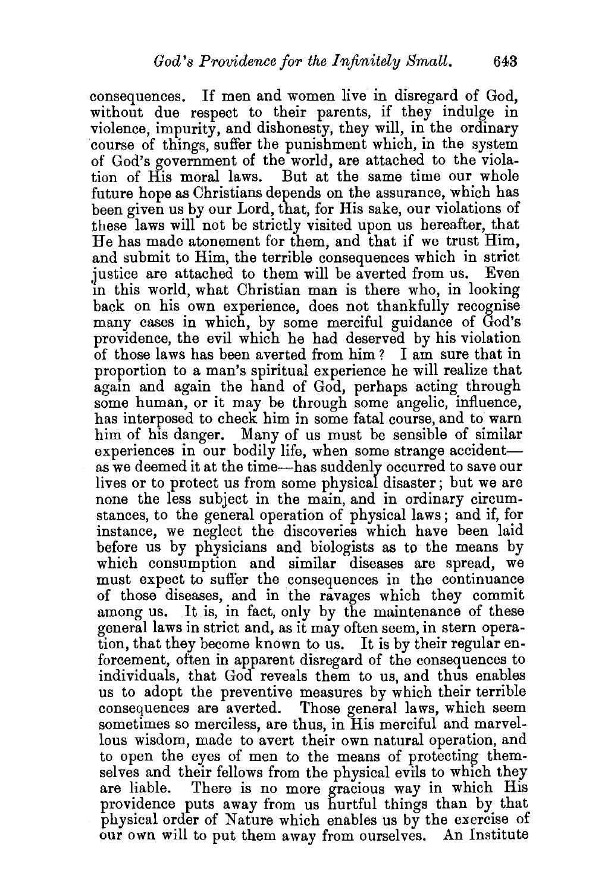consequences. If men and women live in disregard of God, without due respect to their parents, if they indulge in violence, impurity, and dishonesty, they will, in the ordinary course of things, suffer the punishment which, in the system of God's government of the world, are attached to the violation of His moral laws. But at the same time our whole future hope as Christians depends on the assurance, which has been given us by our Lord, that, for His sake, our violations of these laws will not be strictly visited upon us hereafter, that He has made atonement for them, and that if we trust Him, and submit to Him, the terrible consequences which in strict justice are attached to them will be averted from us. Even in this world, what Christian man is there who, in looking back on his own experience, does not thankfully recognise many cases in which, by some merciful guidance of God's providence, the evil which he had deserved by his violation of those laws has been averted from him? I am sure that in proportion to a man's spiritual experience he will realize that again and again the hand of God, perhaps acting through some human, or it may be through some angelic, influence, has interposed to check him in some fatal course, and to warn him of his danger. Many of us must be sensible of similar experiences in our bodily life, when some strange accident—as we deemed it at the time—has suddenly occurred to save our lives or to protect us from some physical disaster; but we are none the less subject in the main, and in ordinary circumstances, to the general operation of physical laws; and if, for instance, we neglect the discoveries which have been laid before us by physicians and biologists as to the means by which consumption and similar diseases are spread, we must expect to suffer the consequences in the continuance of those diseases, and in the ravages which they commit among us. It is, in fact, only by the maintenance of these general laws in strict and, as it may often seem, in stern operation, that they become known to us. It is by their regular enforcement, often in apparent disregard of the consequences to individuals, that God reveals them to us, and thus enables us to adopt the preventive measures by which their terrible consequences are averted. Those general laws, which seem sometimes so merciless, are thus, in His merciful and marvellous wisdom, made to avert their own natural operation, and to open the eyes of men to the means of protecting themselves and their fellows from the physical evils to which they are liable. There is no more gracious way in which His providence puts away from us hurtful things than by that physical order of Nature which enables us by the exercise of our own will to put them away from ourselves. An Institute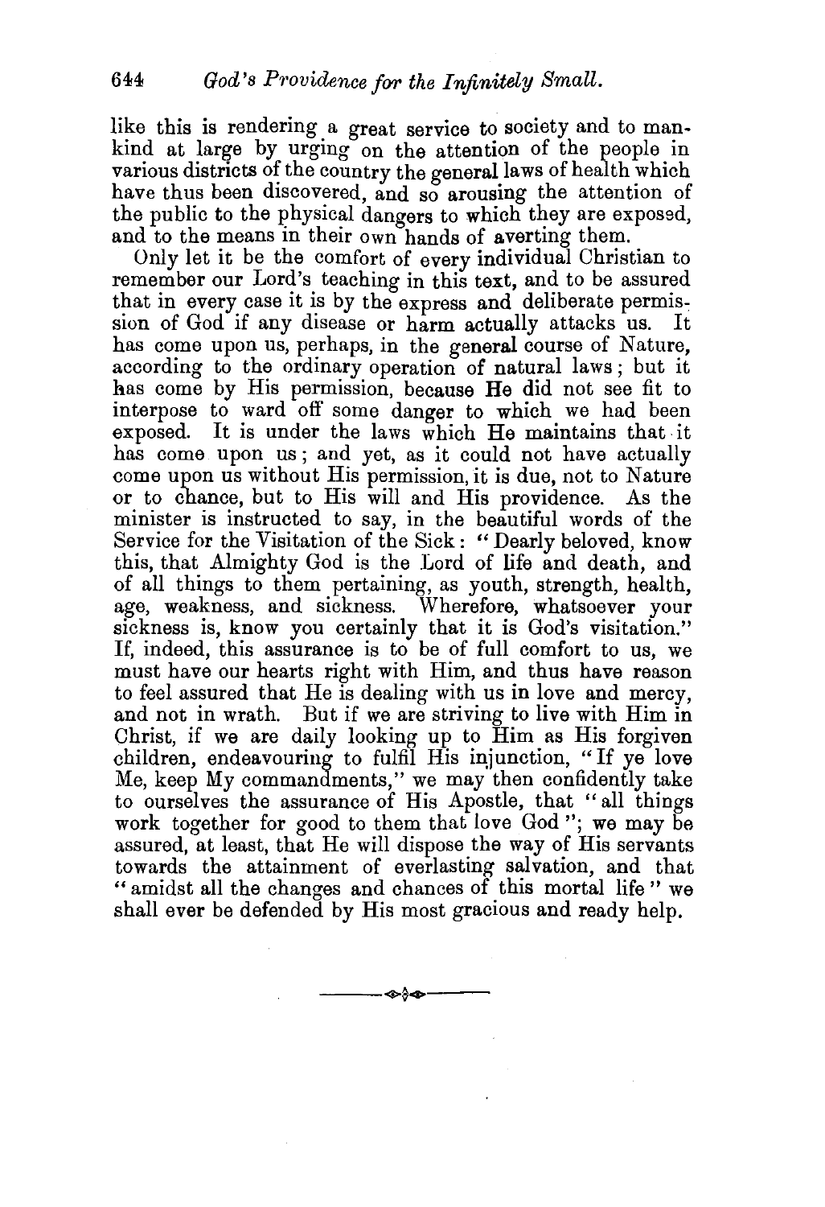like this is rendering a great service to society and to mankind at large by urging on the attention of the people in various districts of the country the general laws of health which have thus been discovered, and so arousing the attention of the public to the physical dangers to which they are exposed, and to the means in their own hands of averting them.

Only let it be the comfort of every individual Christian to remember our Lord's teaching in this text, and to be assured that in every case it is by the express and deliberate permission of God if any disease or harm actually attacks us. It has come upon us, perhaps, in the general course of Nature, according to the ordinary operation of natural laws; but it has come by His permission, because He did not see fit to interpose to ward off some danger to which we had been exposed. It is under the laws which He maintains that it has come upon us; and yet, as it could not have actually come upon us without His permission, it is due, not to Nature or to chance, but to His will and His providence. As the minister is instructed to say, in the beautiful words of the Service for the Visitation of the Sick: "Dearly beloved, know this, that Almighty God is the Lord of life and death, and of all things to them pertaining, as youth, strength, health, age, weakness, and sickness. Wherefore, whatsoever your sickness is, know you certainly that it is God's visitation." If, indeed, this assurance is to be of full comfort to us, we must have our hearts right with Him, and thus have reason to feel assured that He is dealing with us in love and mercy, and not in wrath. But if we are striving to live with Him in Christ, if we are daily looking up to Him as His forgiven children, endeavouring to fulfil His injunction, "If ye love Me, keep My commandments," we may then confidently take to ourselves the assurance of His Apostle, that "all things work together for good to them that love God"; we may be assured, at least, that He will dispose the way of His servants towards the attainment of everlasting salvation, and that "amidst all the changes and chances of this mortal life" we shall ever be defended by His most gracious and ready help.